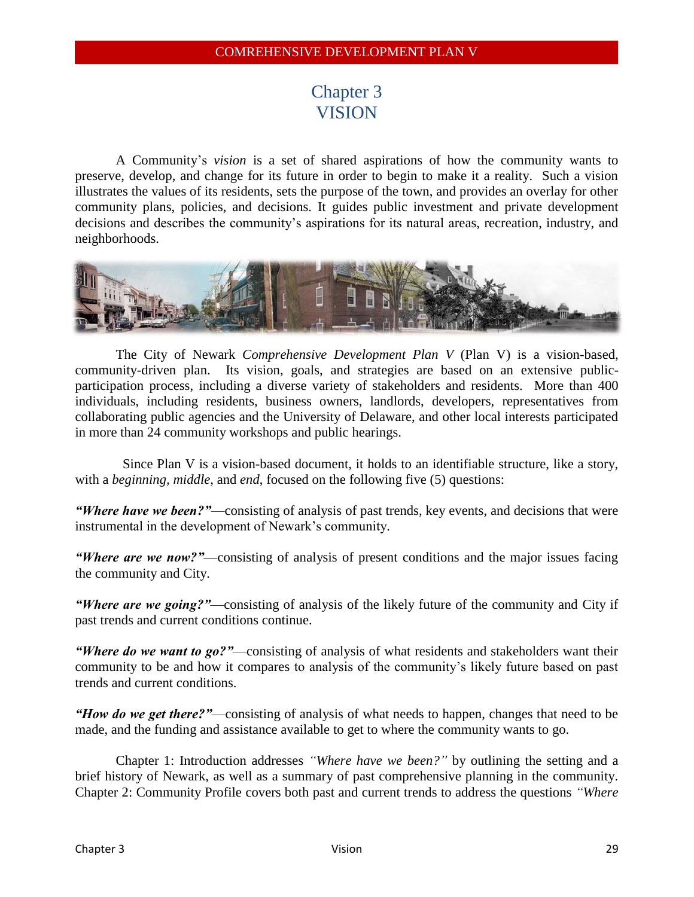# Chapter 3
# VISION

A Community's *vision* is a set of shared aspirations of how the community wants to preserve, develop, and change for its future in order to begin to make it a reality. Such a vision illustrates the values of its residents, sets the purpose of the town, and provides an overlay for other community plans, policies, and decisions. It guides public investment and private development decisions and describes the community's aspirations for its natural areas, recreation, industry, and neighborhoods.

The City of Newark *Comprehensive Development Plan V* (Plan V) is a vision-based, community-driven plan. Its vision, goals, and strategies are based on an extensive public-participation process, including a diverse variety of stakeholders and residents. More than 400 individuals, including residents, business owners, landlords, developers, representatives from collaborating public agencies and the University of Delaware, and other local interests participated in more than 24 community workshops and public hearings.

Since Plan V is a vision-based document, it holds to an identifiable structure, like a story, with a *beginning, middle*, and *end*, focused on the following five (5) questions:

***"Where have we been?"***—consisting of analysis of past trends, key events, and decisions that were instrumental in the development of Newark's community.

***"Where are we now?"***—consisting of analysis of present conditions and the major issues facing the community and City.

***"Where are we going?"***—consisting of analysis of the likely future of the community and City if past trends and current conditions continue.

***"Where do we want to go?"***—consisting of analysis of what residents and stakeholders want their community to be and how it compares to analysis of the community's likely future based on past trends and current conditions.

***"How do we get there?"***—consisting of analysis of what needs to happen, changes that need to be made, and the funding and assistance available to get to where the community wants to go.

Chapter 1: Introduction addresses *"Where have we been?"* by outlining the setting and a brief history of Newark, as well as a summary of past comprehensive planning in the community. Chapter 2: Community Profile covers both past and current trends to address the questions *"Where*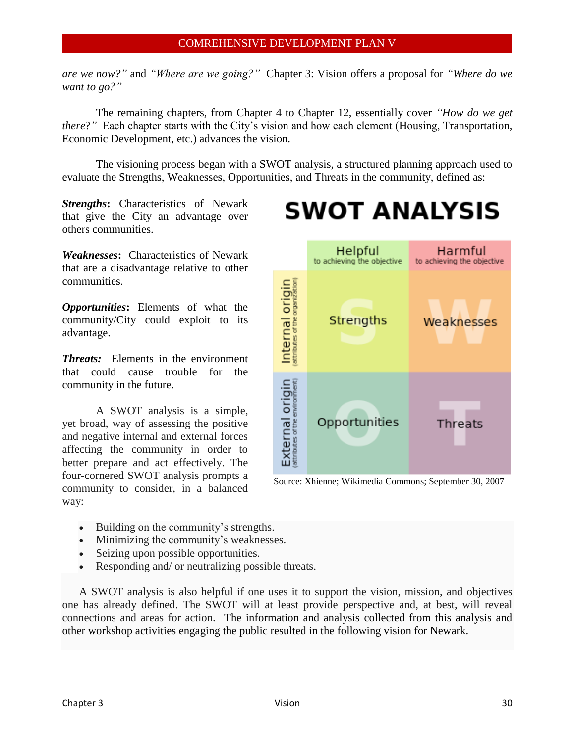*are we now?"* and *"Where are we going?"* Chapter 3: Vision offers a proposal for *"Where do we want to go?"*

The remaining chapters, from Chapter 4 to Chapter 12, essentially cover *"How do we get there?"* Each chapter starts with the City's vision and how each element (Housing, Transportation, Economic Development, etc.) advances the vision.

The visioning process began with a SWOT analysis, a structured planning approach used to evaluate the Strengths, Weaknesses, Opportunities, and Threats in the community, defined as:

***Strengths*****:** Characteristics of Newark that give the City an advantage over others communities.

***Weaknesses*****:** Characteristics of Newark that are a disadvantage relative to other communities.

***Opportunities*****:** Elements of what the community/City could exploit to its advantage.

***Threats:*** Elements in the environment that could cause trouble for the community in the future.

**SWOT ANALYSIS**

| | Helpful (to achieving the objective) | Harmful (to achieving the objective) |
|---|---|---|
| Internal origin (attributes of the organization) | Strengths | Weaknesses |
| External origin (attributes of the environment) | Opportunities | Threats |

Source: Xhienne; Wikimedia Commons; September 30, 2007

A SWOT analysis is a simple, yet broad, way of assessing the positive and negative internal and external forces affecting the community in order to better prepare and act effectively. The four-cornered SWOT analysis prompts a community to consider, in a balanced way:

- Building on the community's strengths.
- Minimizing the community's weaknesses.
- Seizing upon possible opportunities.
- Responding and/ or neutralizing possible threats.

A SWOT analysis is also helpful if one uses it to support the vision, mission, and objectives one has already defined. The SWOT will at least provide perspective and, at best, will reveal connections and areas for action. The information and analysis collected from this analysis and other workshop activities engaging the public resulted in the following vision for Newark.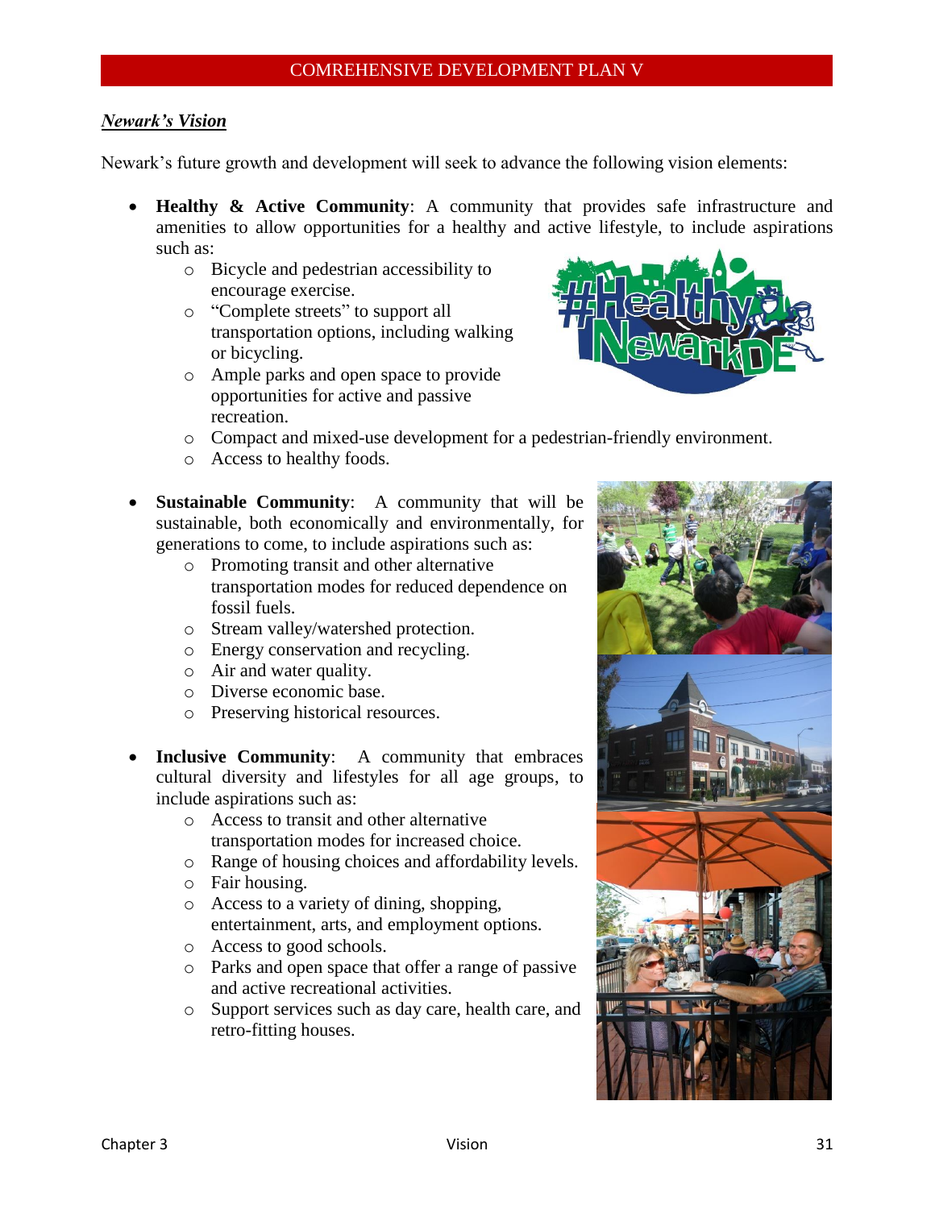## *Newark's Vision*

Newark's future growth and development will seek to advance the following vision elements:

- **Healthy & Active Community**: A community that provides safe infrastructure and amenities to allow opportunities for a healthy and active lifestyle, to include aspirations such as:
  - Bicycle and pedestrian accessibility to encourage exercise.
  - "Complete streets" to support all transportation options, including walking or bicycling.
  - Ample parks and open space to provide opportunities for active and passive recreation.
  - Compact and mixed-use development for a pedestrian-friendly environment.
  - Access to healthy foods.

- **Sustainable Community**: A community that will be sustainable, both economically and environmentally, for generations to come, to include aspirations such as:
  - Promoting transit and other alternative transportation modes for reduced dependence on fossil fuels.
  - Stream valley/watershed protection.
  - Energy conservation and recycling.
  - Air and water quality.
  - Diverse economic base.
  - Preserving historical resources.

- **Inclusive Community**: A community that embraces cultural diversity and lifestyles for all age groups, to include aspirations such as:
  - Access to transit and other alternative transportation modes for increased choice.
  - Range of housing choices and affordability levels.
  - Fair housing.
  - Access to a variety of dining, shopping, entertainment, arts, and employment options.
  - Access to good schools.
  - Parks and open space that offer a range of passive and active recreational activities.
  - Support services such as day care, health care, and retro-fitting houses.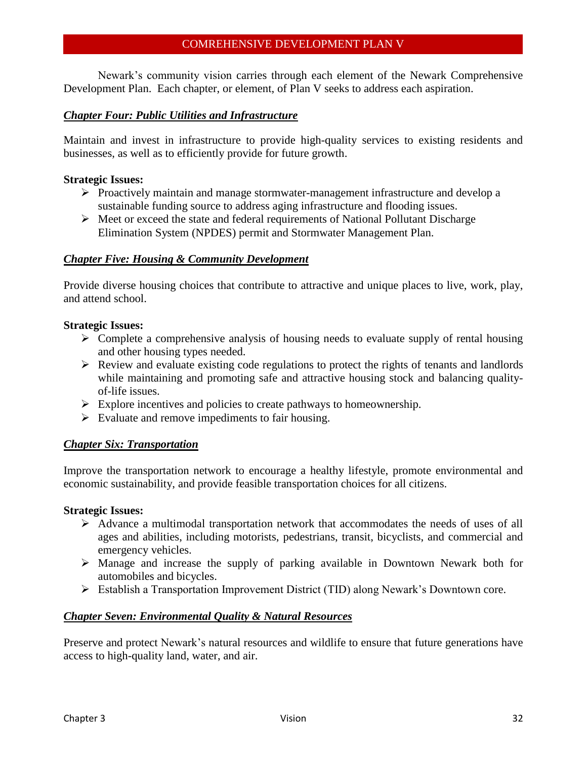Newark's community vision carries through each element of the Newark Comprehensive Development Plan. Each chapter, or element, of Plan V seeks to address each aspiration.

### ***Chapter Four: Public Utilities and Infrastructure***

Maintain and invest in infrastructure to provide high-quality services to existing residents and businesses, as well as to efficiently provide for future growth.

**Strategic Issues:**

- Proactively maintain and manage stormwater-management infrastructure and develop a sustainable funding source to address aging infrastructure and flooding issues.
- Meet or exceed the state and federal requirements of National Pollutant Discharge Elimination System (NPDES) permit and Stormwater Management Plan.

### ***Chapter Five: Housing & Community Development***

Provide diverse housing choices that contribute to attractive and unique places to live, work, play, and attend school.

**Strategic Issues:**

- Complete a comprehensive analysis of housing needs to evaluate supply of rental housing and other housing types needed.
- Review and evaluate existing code regulations to protect the rights of tenants and landlords while maintaining and promoting safe and attractive housing stock and balancing quality-of-life issues.
- Explore incentives and policies to create pathways to homeownership.
- Evaluate and remove impediments to fair housing.

### ***Chapter Six: Transportation***

Improve the transportation network to encourage a healthy lifestyle, promote environmental and economic sustainability, and provide feasible transportation choices for all citizens.

**Strategic Issues:**

- Advance a multimodal transportation network that accommodates the needs of uses of all ages and abilities, including motorists, pedestrians, transit, bicyclists, and commercial and emergency vehicles.
- Manage and increase the supply of parking available in Downtown Newark both for automobiles and bicycles.
- Establish a Transportation Improvement District (TID) along Newark's Downtown core.

### ***Chapter Seven: Environmental Quality & Natural Resources***

Preserve and protect Newark's natural resources and wildlife to ensure that future generations have access to high-quality land, water, and air.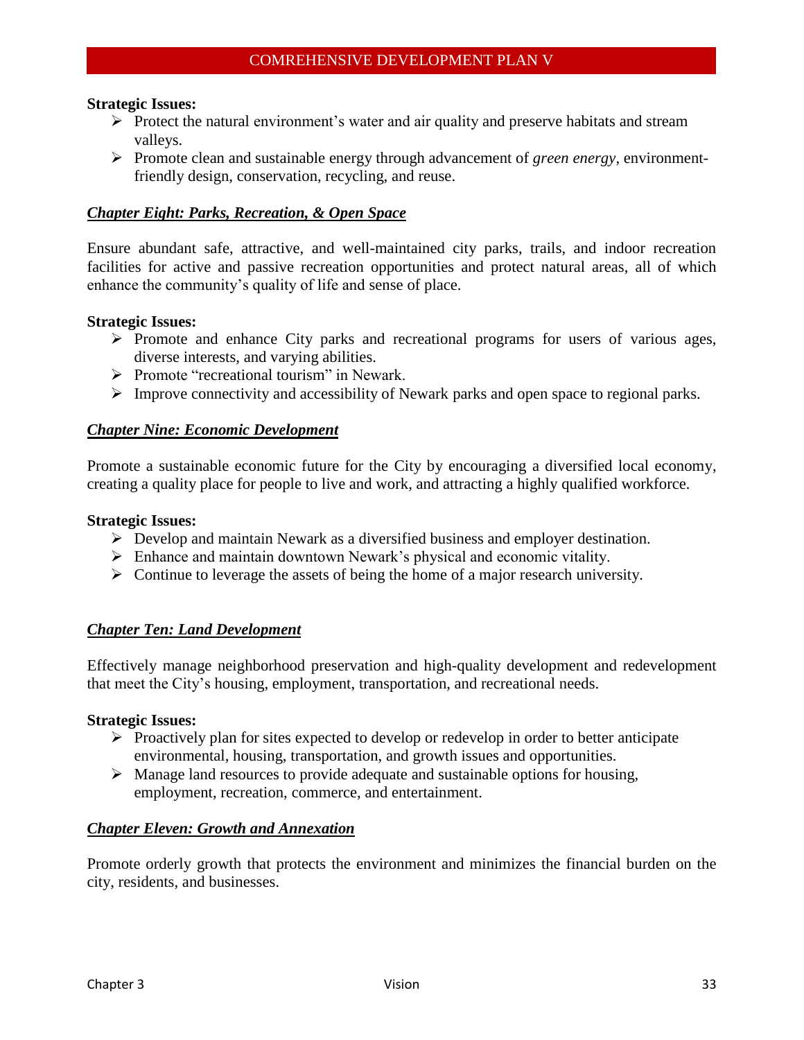**Strategic Issues:**

- Protect the natural environment's water and air quality and preserve habitats and stream valleys.
- Promote clean and sustainable energy through advancement of *green energy*, environment-friendly design, conservation, recycling, and reuse.

## ***Chapter Eight: Parks, Recreation, & Open Space***

Ensure abundant safe, attractive, and well-maintained city parks, trails, and indoor recreation facilities for active and passive recreation opportunities and protect natural areas, all of which enhance the community's quality of life and sense of place.

**Strategic Issues:**

- Promote and enhance City parks and recreational programs for users of various ages, diverse interests, and varying abilities.
- Promote "recreational tourism" in Newark.
- Improve connectivity and accessibility of Newark parks and open space to regional parks.

## ***Chapter Nine: Economic Development***

Promote a sustainable economic future for the City by encouraging a diversified local economy, creating a quality place for people to live and work, and attracting a highly qualified workforce.

**Strategic Issues:**

- Develop and maintain Newark as a diversified business and employer destination.
- Enhance and maintain downtown Newark's physical and economic vitality.
- Continue to leverage the assets of being the home of a major research university.

## ***Chapter Ten: Land Development***

Effectively manage neighborhood preservation and high-quality development and redevelopment that meet the City's housing, employment, transportation, and recreational needs.

**Strategic Issues:**

- Proactively plan for sites expected to develop or redevelop in order to better anticipate environmental, housing, transportation, and growth issues and opportunities.
- Manage land resources to provide adequate and sustainable options for housing, employment, recreation, commerce, and entertainment.

## ***Chapter Eleven: Growth and Annexation***

Promote orderly growth that protects the environment and minimizes the financial burden on the city, residents, and businesses.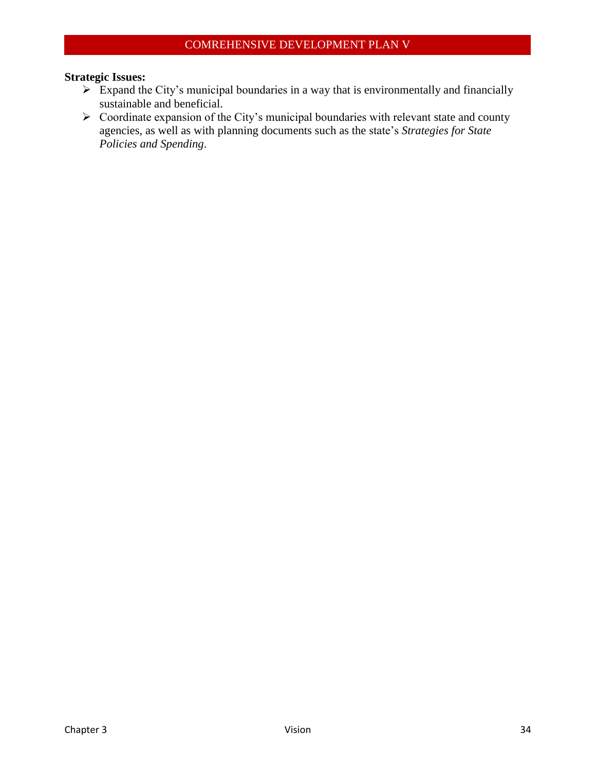**Strategic Issues:**

- Expand the City’s municipal boundaries in a way that is environmentally and financially sustainable and beneficial.
- Coordinate expansion of the City’s municipal boundaries with relevant state and county agencies, as well as with planning documents such as the state’s *Strategies for State Policies and Spending*.